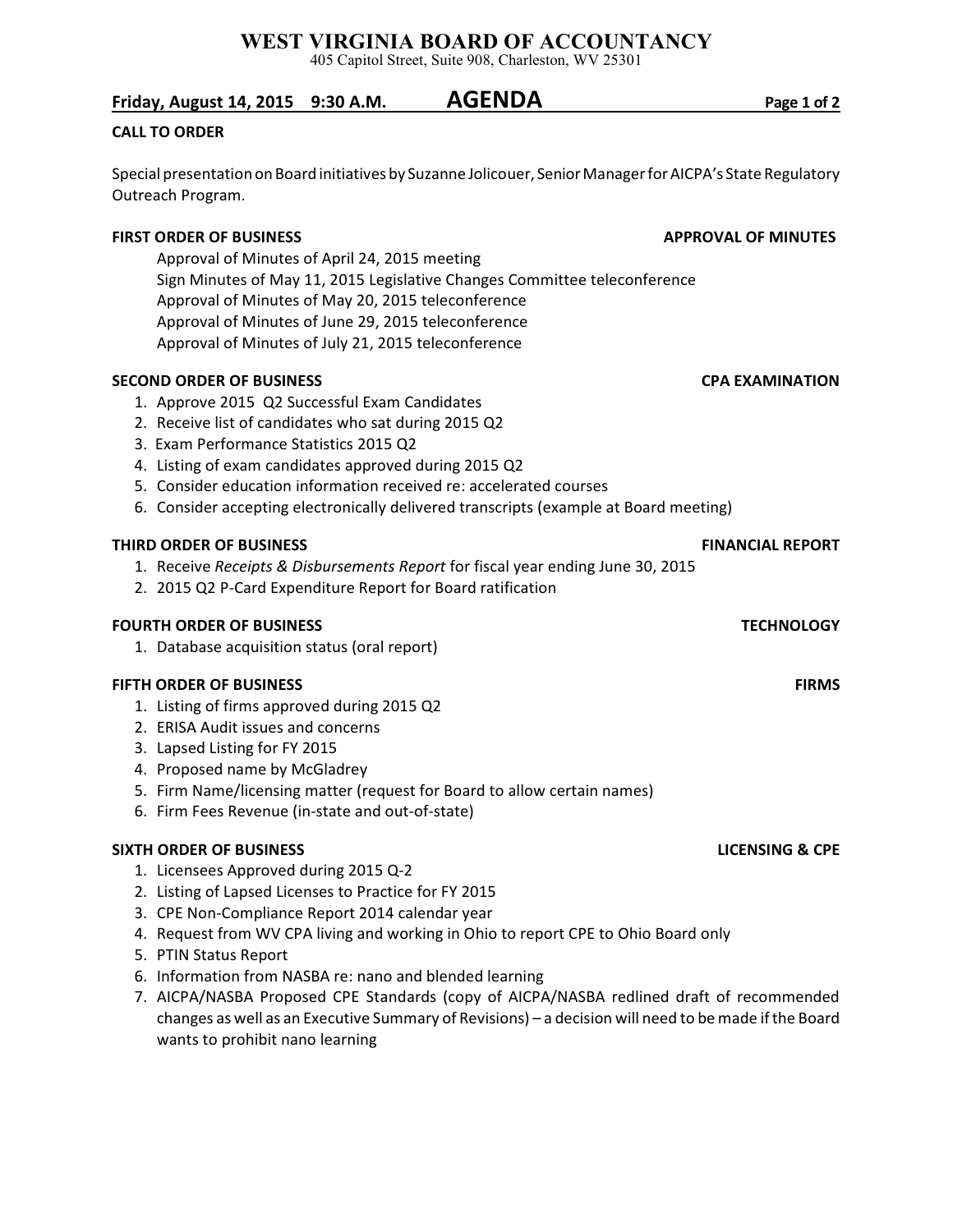# WEST VIRGINIA BOARD OF ACCOUNTANCY

405 Capitol Street, Suite 908, Charleston, WV 25301

**Friday, August 14, 2015 9:30 A.M.** **AGENDA**

**CALL TO ORDER**

Special presentation on Board initiatives by Suzanne Jolicouer, Senior Manager for AICPA's State Regulatory Outreach Program.

**FIRST ORDER OF BUSINESS** — **APPROVAL OF MINUTES**

Approval of Minutes of April 24, 2015 meeting
Sign Minutes of May 11, 2015 Legislative Changes Committee teleconference
Approval of Minutes of May 20, 2015 teleconference
Approval of Minutes of June 29, 2015 teleconference
Approval of Minutes of July 21, 2015 teleconference

**SECOND ORDER OF BUSINESS** — **CPA EXAMINATION**

1. Approve 2015 Q2 Successful Exam Candidates
2. Receive list of candidates who sat during 2015 Q2
3. Exam Performance Statistics 2015 Q2
4. Listing of exam candidates approved during 2015 Q2
5. Consider education information received re: accelerated courses
6. Consider accepting electronically delivered transcripts (example at Board meeting)

**THIRD ORDER OF BUSINESS** — **FINANCIAL REPORT**

1. Receive *Receipts & Disbursements Report* for fiscal year ending June 30, 2015
2. 2015 Q2 P-Card Expenditure Report for Board ratification

**FOURTH ORDER OF BUSINESS** — **TECHNOLOGY**

1. Database acquisition status (oral report)

**FIFTH ORDER OF BUSINESS** — **FIRMS**

1. Listing of firms approved during 2015 Q2
2. ERISA Audit issues and concerns
3. Lapsed Listing for FY 2015
4. Proposed name by McGladrey
5. Firm Name/licensing matter (request for Board to allow certain names)
6. Firm Fees Revenue (in-state and out-of-state)

**SIXTH ORDER OF BUSINESS** — **LICENSING & CPE**

1. Licensees Approved during 2015 Q-2
2. Listing of Lapsed Licenses to Practice for FY 2015
3. CPE Non-Compliance Report 2014 calendar year
4. Request from WV CPA living and working in Ohio to report CPE to Ohio Board only
5. PTIN Status Report
6. Information from NASBA re: nano and blended learning
7. AICPA/NASBA Proposed CPE Standards (copy of AICPA/NASBA redlined draft of recommended changes as well as an Executive Summary of Revisions) – a decision will need to be made if the Board wants to prohibit nano learning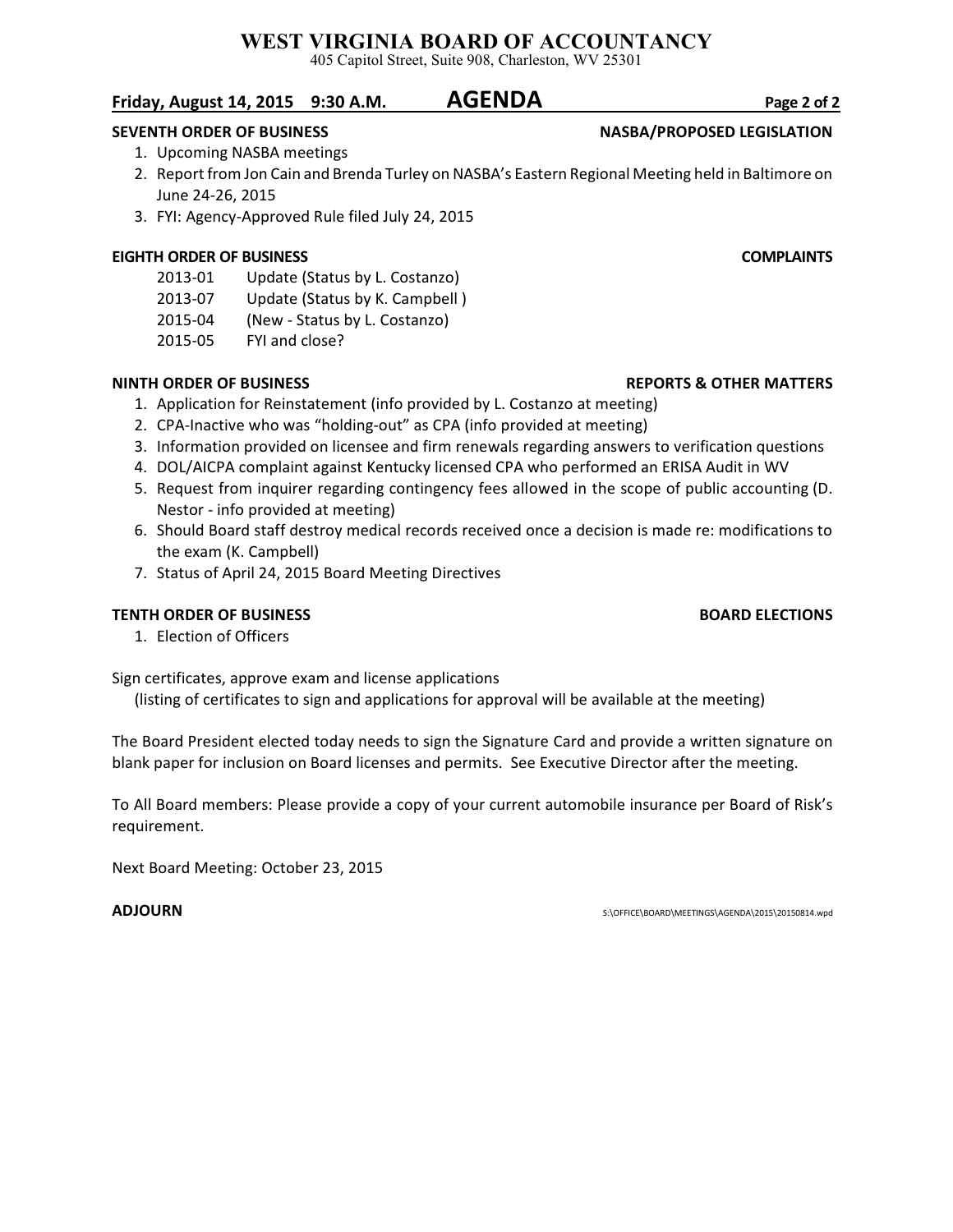# WEST VIRGINIA BOARD OF ACCOUNTANCY

405 Capitol Street, Suite 908, Charleston, WV 25301

**Friday, August 14, 2015 9:30 A.M.** **AGENDA**

**SEVENTH ORDER OF BUSINESS** **NASBA/PROPOSED LEGISLATION**

1. Upcoming NASBA meetings
2. Report from Jon Cain and Brenda Turley on NASBA's Eastern Regional Meeting held in Baltimore on June 24-26, 2015
3. FYI: Agency-Approved Rule filed July 24, 2015

**EIGHTH ORDER OF BUSINESS** **COMPLAINTS**

2013-01 Update (Status by L. Costanzo)
2013-07 Update (Status by K. Campbell )
2015-04 (New - Status by L. Costanzo)
2015-05 FYI and close?

**NINTH ORDER OF BUSINESS** **REPORTS & OTHER MATTERS**

1. Application for Reinstatement (info provided by L. Costanzo at meeting)
2. CPA-Inactive who was "holding-out" as CPA (info provided at meeting)
3. Information provided on licensee and firm renewals regarding answers to verification questions
4. DOL/AICPA complaint against Kentucky licensed CPA who performed an ERISA Audit in WV
5. Request from inquirer regarding contingency fees allowed in the scope of public accounting (D. Nestor - info provided at meeting)
6. Should Board staff destroy medical records received once a decision is made re: modifications to the exam (K. Campbell)
7. Status of April 24, 2015 Board Meeting Directives

**TENTH ORDER OF BUSINESS** **BOARD ELECTIONS**

1. Election of Officers

Sign certificates, approve exam and license applications
(listing of certificates to sign and applications for approval will be available at the meeting)

The Board President elected today needs to sign the Signature Card and provide a written signature on blank paper for inclusion on Board licenses and permits. See Executive Director after the meeting.

To All Board members: Please provide a copy of your current automobile insurance per Board of Risk's requirement.

Next Board Meeting: October 23, 2015

**ADJOURN**

S:\OFFICE\BOARD\MEETINGS\AGENDA\2015\20150814.wpd